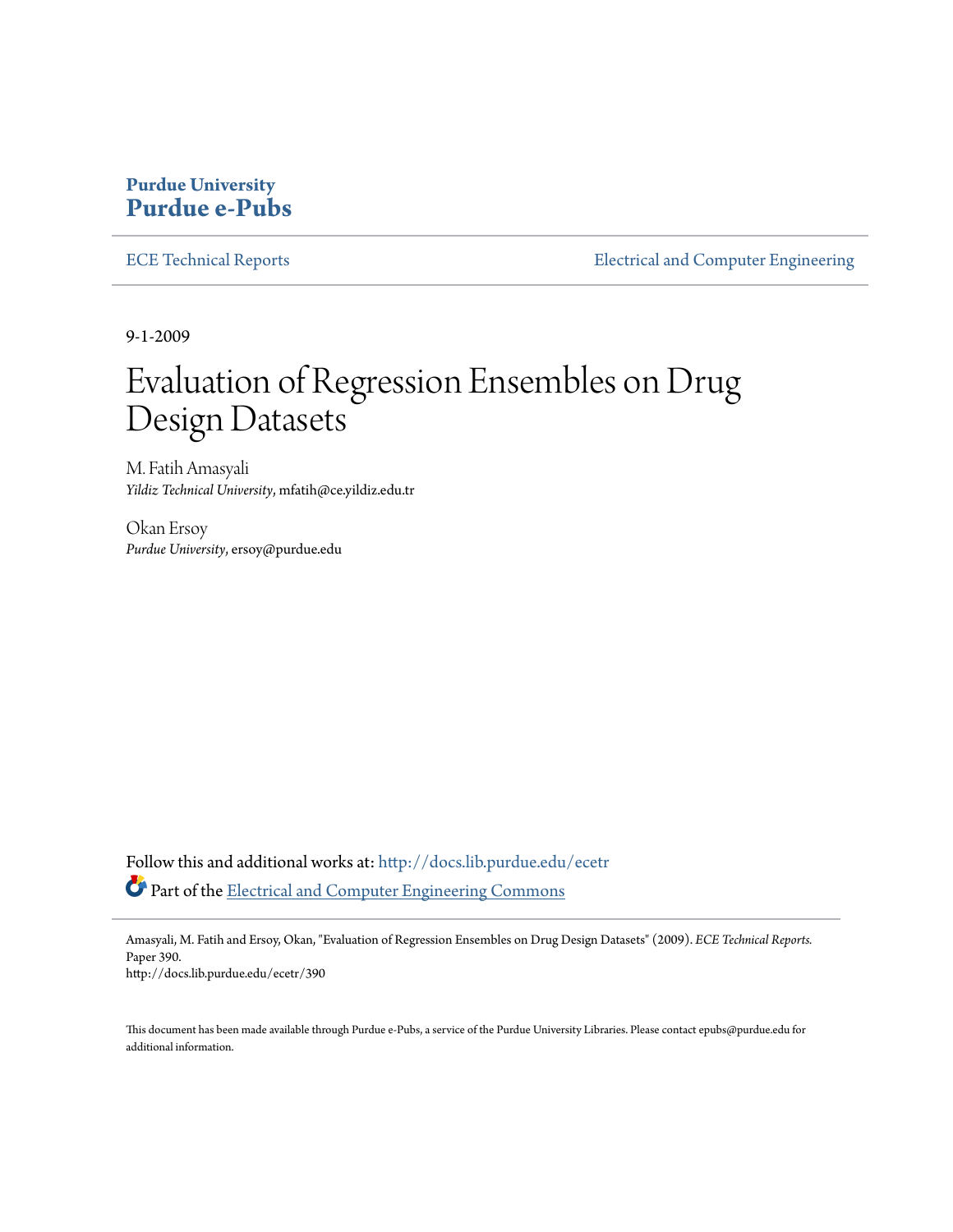**Purdue University**
**Purdue e-Pubs**

ECE Technical Reports | Electrical and Computer Engineering

9-1-2009

# Evaluation of Regression Ensembles on Drug Design Datasets

M. Fatih Amasyali
*Yildiz Technical University*, mfatih@ce.yildiz.edu.tr

Okan Ersoy
*Purdue University*, ersoy@purdue.edu

Follow this and additional works at: http://docs.lib.purdue.edu/ecetr
Part of the Electrical and Computer Engineering Commons

Amasyali, M. Fatih and Ersoy, Okan, "Evaluation of Regression Ensembles on Drug Design Datasets" (2009). *ECE Technical Reports.* Paper 390.
http://docs.lib.purdue.edu/ecetr/390

This document has been made available through Purdue e-Pubs, a service of the Purdue University Libraries. Please contact epubs@purdue.edu for additional information.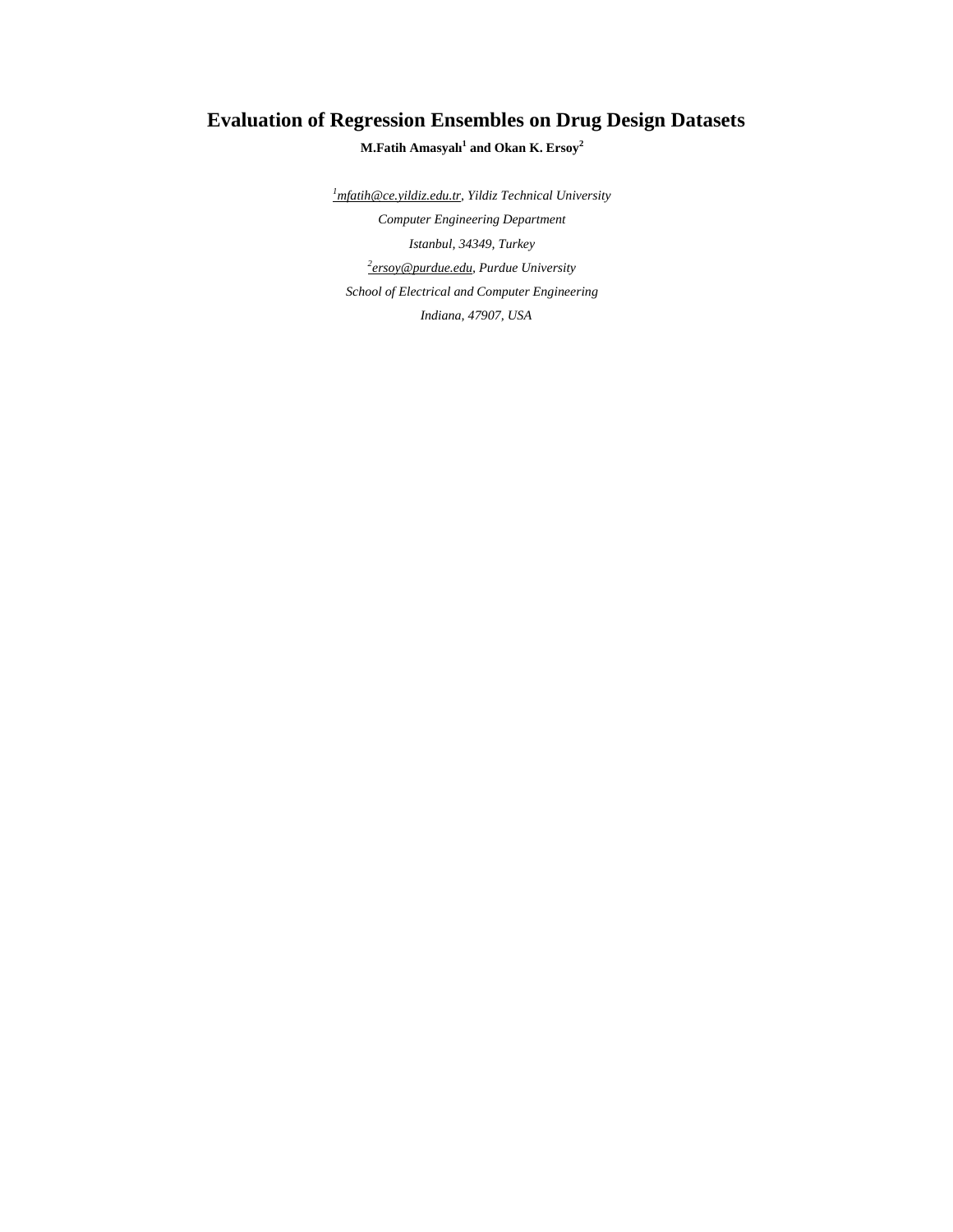# Evaluation of Regression Ensembles on Drug Design Datasets

**M.Fatih Amasyalı[1] and Okan K. Ersoy[2]**

*[1]mfatih@ce.yildiz.edu.tr, Yildiz Technical University*

*Computer Engineering Department*

*Istanbul, 34349, Turkey*

*[2]ersoy@purdue.edu, Purdue University*

*School of Electrical and Computer Engineering*

*Indiana, 47907, USA*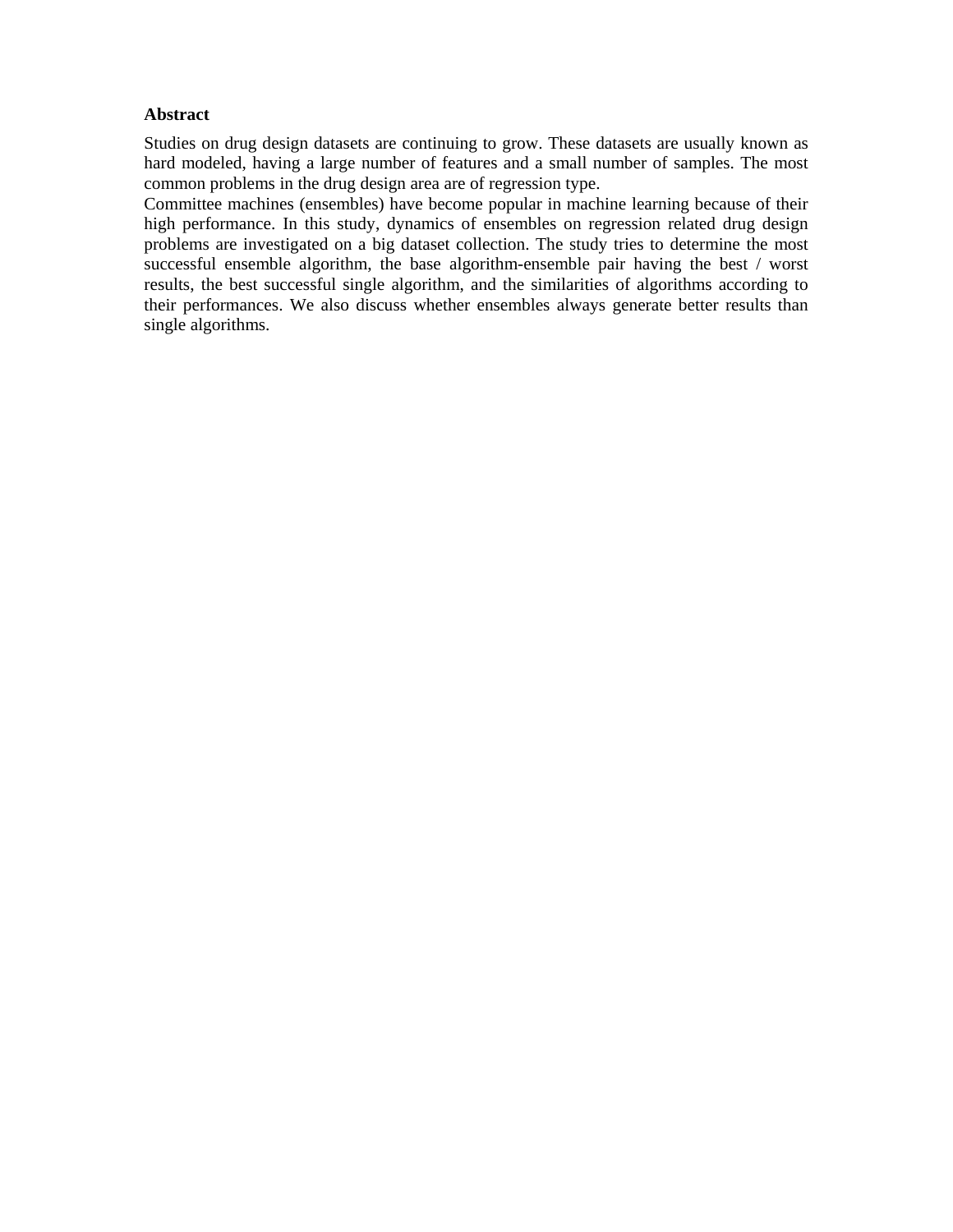**Abstract**

Studies on drug design datasets are continuing to grow. These datasets are usually known as hard modeled, having a large number of features and a small number of samples. The most common problems in the drug design area are of regression type.

Committee machines (ensembles) have become popular in machine learning because of their high performance. In this study, dynamics of ensembles on regression related drug design problems are investigated on a big dataset collection. The study tries to determine the most successful ensemble algorithm, the base algorithm-ensemble pair having the best / worst results, the best successful single algorithm, and the similarities of algorithms according to their performances. We also discuss whether ensembles always generate better results than single algorithms.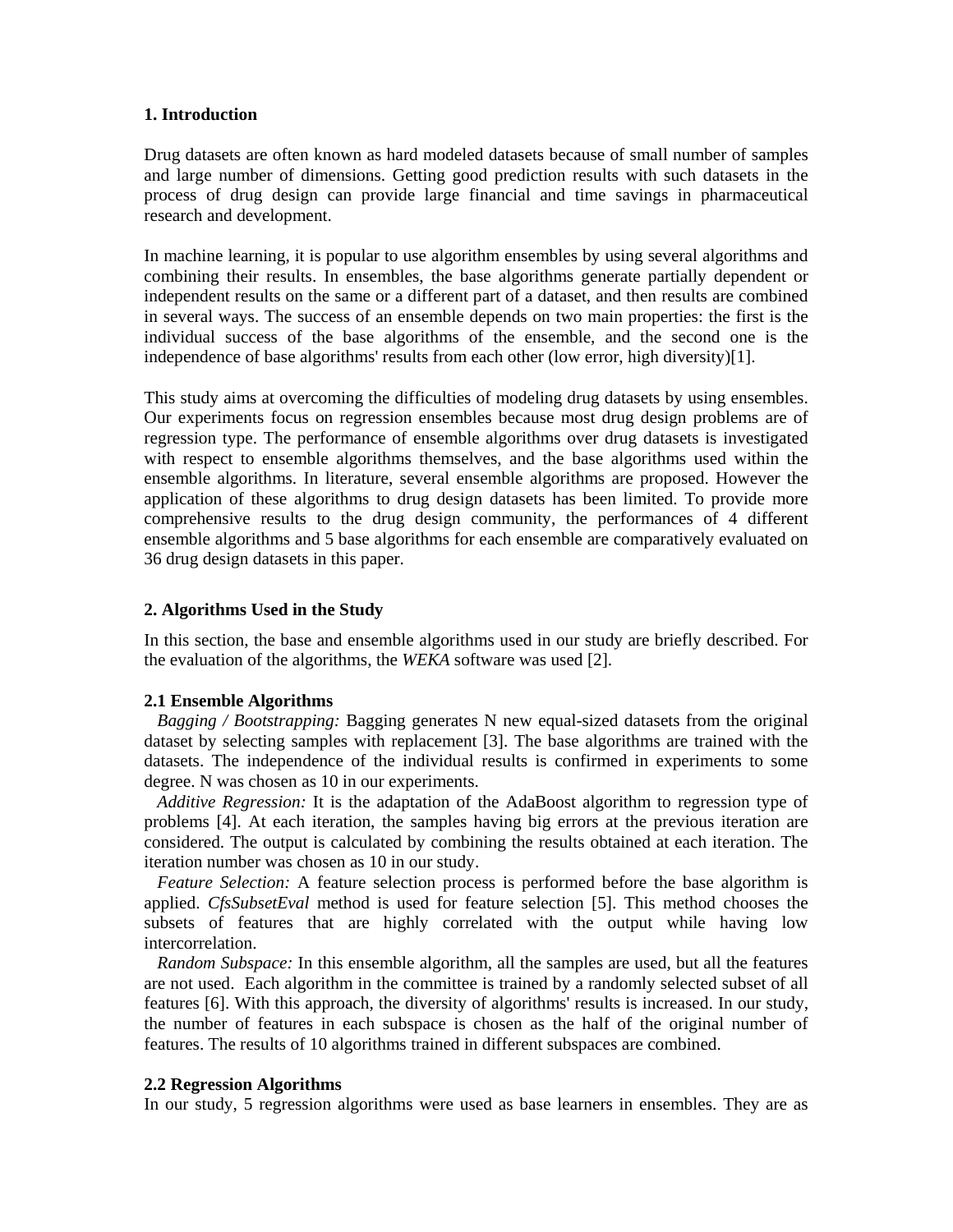## 1. Introduction

Drug datasets are often known as hard modeled datasets because of small number of samples and large number of dimensions. Getting good prediction results with such datasets in the process of drug design can provide large financial and time savings in pharmaceutical research and development.

In machine learning, it is popular to use algorithm ensembles by using several algorithms and combining their results. In ensembles, the base algorithms generate partially dependent or independent results on the same or a different part of a dataset, and then results are combined in several ways. The success of an ensemble depends on two main properties: the first is the individual success of the base algorithms of the ensemble, and the second one is the independence of base algorithms' results from each other (low error, high diversity)[1].

This study aims at overcoming the difficulties of modeling drug datasets by using ensembles. Our experiments focus on regression ensembles because most drug design problems are of regression type. The performance of ensemble algorithms over drug datasets is investigated with respect to ensemble algorithms themselves, and the base algorithms used within the ensemble algorithms. In literature, several ensemble algorithms are proposed. However the application of these algorithms to drug design datasets has been limited. To provide more comprehensive results to the drug design community, the performances of 4 different ensemble algorithms and 5 base algorithms for each ensemble are comparatively evaluated on 36 drug design datasets in this paper.

## 2. Algorithms Used in the Study

In this section, the base and ensemble algorithms used in our study are briefly described. For the evaluation of the algorithms, the *WEKA* software was used [2].

### 2.1 Ensemble Algorithms

*Bagging / Bootstrapping:* Bagging generates N new equal-sized datasets from the original dataset by selecting samples with replacement [3]. The base algorithms are trained with the datasets. The independence of the individual results is confirmed in experiments to some degree. N was chosen as 10 in our experiments.

*Additive Regression:* It is the adaptation of the AdaBoost algorithm to regression type of problems [4]. At each iteration, the samples having big errors at the previous iteration are considered. The output is calculated by combining the results obtained at each iteration. The iteration number was chosen as 10 in our study.

*Feature Selection:* A feature selection process is performed before the base algorithm is applied. *CfsSubsetEval* method is used for feature selection [5]. This method chooses the subsets of features that are highly correlated with the output while having low intercorrelation.

*Random Subspace:* In this ensemble algorithm, all the samples are used, but all the features are not used. Each algorithm in the committee is trained by a randomly selected subset of all features [6]. With this approach, the diversity of algorithms' results is increased. In our study, the number of features in each subspace is chosen as the half of the original number of features. The results of 10 algorithms trained in different subspaces are combined.

### 2.2 Regression Algorithms

In our study, 5 regression algorithms were used as base learners in ensembles. They are as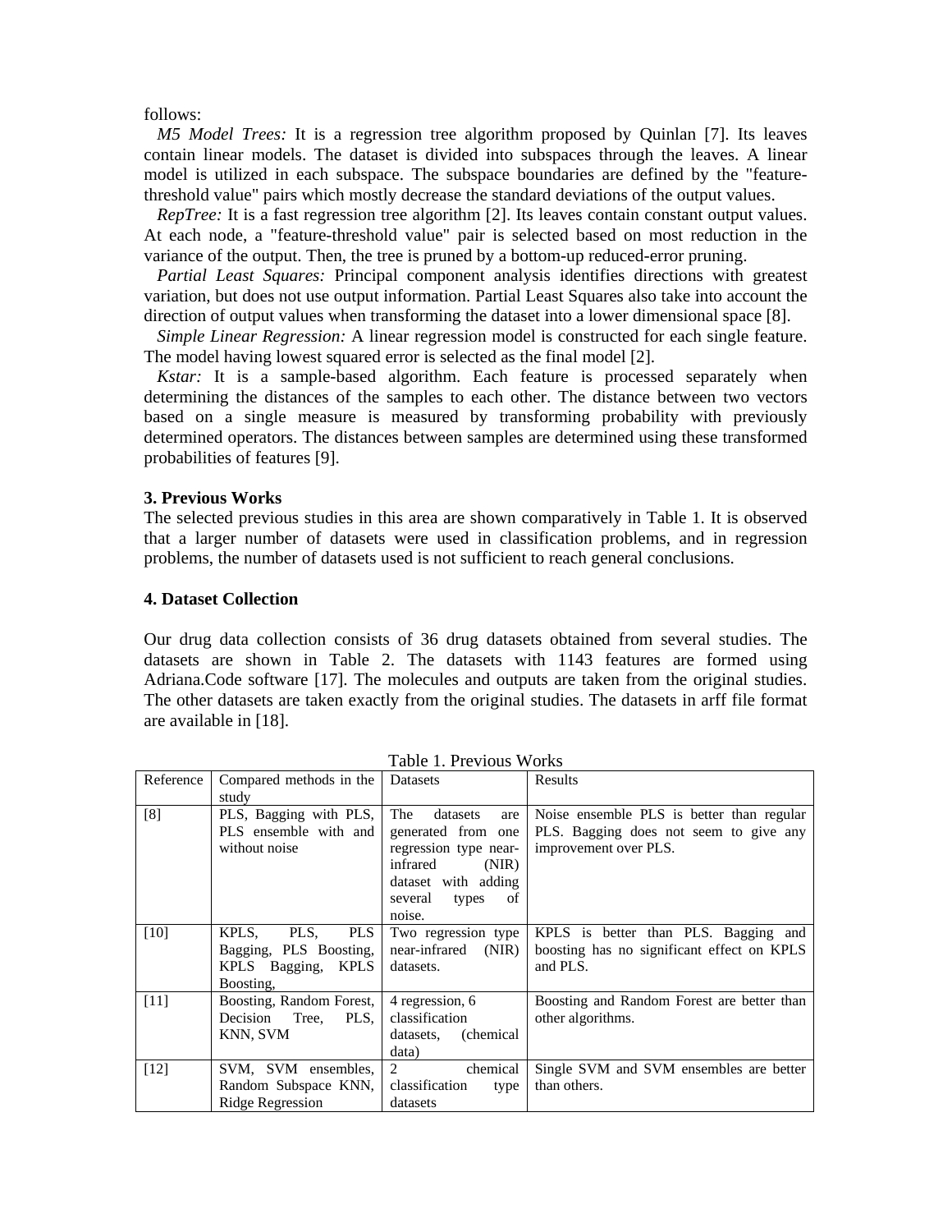follows:

*M5 Model Trees:* It is a regression tree algorithm proposed by Quinlan [7]. Its leaves contain linear models. The dataset is divided into subspaces through the leaves. A linear model is utilized in each subspace. The subspace boundaries are defined by the "feature-threshold value" pairs which mostly decrease the standard deviations of the output values.

*RepTree:* It is a fast regression tree algorithm [2]. Its leaves contain constant output values. At each node, a "feature-threshold value" pair is selected based on most reduction in the variance of the output. Then, the tree is pruned by a bottom-up reduced-error pruning.

*Partial Least Squares:* Principal component analysis identifies directions with greatest variation, but does not use output information. Partial Least Squares also take into account the direction of output values when transforming the dataset into a lower dimensional space [8].

*Simple Linear Regression:* A linear regression model is constructed for each single feature. The model having lowest squared error is selected as the final model [2].

*Kstar:* It is a sample-based algorithm. Each feature is processed separately when determining the distances of the samples to each other. The distance between two vectors based on a single measure is measured by transforming probability with previously determined operators. The distances between samples are determined using these transformed probabilities of features [9].

### 3. Previous Works

The selected previous studies in this area are shown comparatively in Table 1. It is observed that a larger number of datasets were used in classification problems, and in regression problems, the number of datasets used is not sufficient to reach general conclusions.

### 4. Dataset Collection

Our drug data collection consists of 36 drug datasets obtained from several studies. The datasets are shown in Table 2. The datasets with 1143 features are formed using Adriana.Code software [17]. The molecules and outputs are taken from the original studies. The other datasets are taken exactly from the original studies. The datasets in arff file format are available in [18].

Table 1. Previous Works

| Reference | Compared methods in the study | Datasets | Results |
|---|---|---|---|
| [8] | PLS, Bagging with PLS, PLS ensemble with and without noise | The datasets are generated from one regression type near-infrared (NIR) dataset with adding several types of noise. | Noise ensemble PLS is better than regular PLS. Bagging does not seem to give any improvement over PLS. |
| [10] | KPLS, PLS, PLS Bagging, PLS Boosting, KPLS Bagging, KPLS Boosting, | Two regression type near-infrared (NIR) datasets. | KPLS is better than PLS. Bagging and boosting has no significant effect on KPLS and PLS. |
| [11] | Boosting, Random Forest, Decision Tree, PLS, KNN, SVM | 4 regression, 6 classification datasets, (chemical data) | Boosting and Random Forest are better than other algorithms. |
| [12] | SVM, SVM ensembles, Random Subspace KNN, Ridge Regression | 2 chemical classification type datasets | Single SVM and SVM ensembles are better than others. |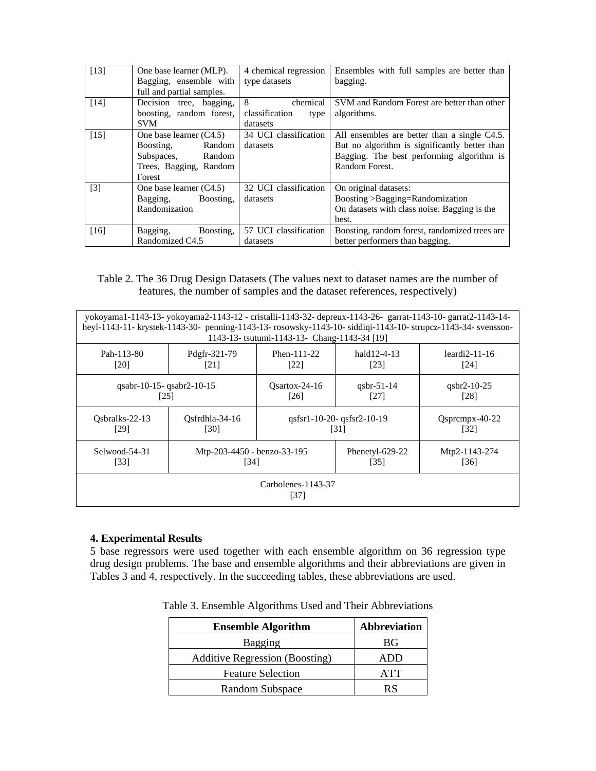| | | | |
|---|---|---|---|
| [13] | One base learner (MLP). Bagging, ensemble with full and partial samples. | 4 chemical regression type datasets | Ensembles with full samples are better than bagging. |
| [14] | Decision tree, bagging, boosting, random forest, SVM | 8 chemical classification type datasets | SVM and Random Forest are better than other algorithms. |
| [15] | One base learner (C4.5) Boosting, Random Subspaces, Random Trees, Bagging, Random Forest | 34 UCI classification datasets | All ensembles are better than a single C4.5. But no algorithm is significantly better than Bagging. The best performing algorithm is Random Forest. |
| [3] | One base learner (C4.5) Bagging, Boosting, Randomization | 32 UCI classification datasets | On original datasets: Boosting >Bagging=Randomization On datasets with class noise: Bagging is the best. |
| [16] | Bagging, Boosting, Randomized C4.5 | 57 UCI classification datasets | Boosting, random forest, randomized trees are better performers than bagging. |

Table 2. The 36 Drug Design Datasets (The values next to dataset names are the number of features, the number of samples and the dataset references, respectively)

| | | | | |
|---|---|---|---|---|
| yokoyama1-1143-13- yokoyama2-1143-12 - cristalli-1143-32- depreux-1143-26- garrat-1143-10- garrat2-1143-14- heyl-1143-11- krystek-1143-30- penning-1143-13- rosowsky-1143-10- siddiqi-1143-10- strupcz-1143-34- svensson-1143-13- tsutumi-1143-13- Chang-1143-34 [19] | | | | |
| Pah-113-80 [20] | Pdgfr-321-79 [21] | Phen-111-22 [22] | hald12-4-13 [23] | leardi2-11-16 [24] |
| qsabr-10-15- qsabr2-10-15 [25] | | Qsartox-24-16 [26] | qsbr-51-14 [27] | qsbr2-10-25 [28] |
| Qsbralks-22-13 [29] | Qsfrdhla-34-16 [30] | qsfsr1-10-20- qsfsr2-10-19 [31] | | Qsprcmpx-40-22 [32] |
| Selwood-54-31 [33] | Mtp-203-4450 - benzo-33-195 [34] | | Phenetyl-629-22 [35] | Mtp2-1143-274 [36] |
| Carbolenes-1143-37 [37] | | | | |

**4. Experimental Results**

5 base regressors were used together with each ensemble algorithm on 36 regression type drug design problems. The base and ensemble algorithms and their abbreviations are given in Tables 3 and 4, respectively. In the succeeding tables, these abbreviations are used.

Table 3. Ensemble Algorithms Used and Their Abbreviations

| **Ensemble Algorithm** | **Abbreviation** |
|---|---|
| Bagging | BG |
| Additive Regression (Boosting) | ADD |
| Feature Selection | ATT |
| Random Subspace | RS |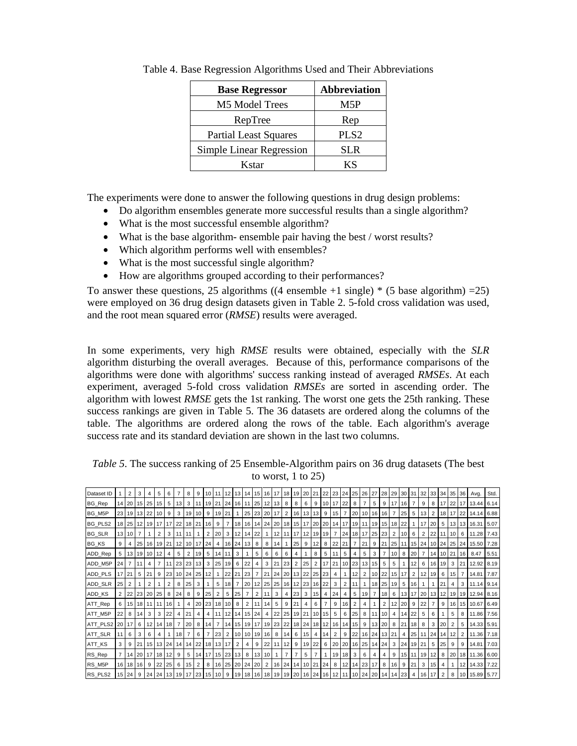Table 4. Base Regression Algorithms Used and Their Abbreviations

| Base Regressor | Abbreviation |
|---|---|
| M5 Model Trees | M5P |
| RepTree | Rep |
| Partial Least Squares | PLS2 |
| Simple Linear Regression | SLR |
| Kstar | KS |

The experiments were done to answer the following questions in drug design problems:

- Do algorithm ensembles generate more successful results than a single algorithm?
- What is the most successful ensemble algorithm?
- What is the base algorithm- ensemble pair having the best / worst results?
- Which algorithm performs well with ensembles?
- What is the most successful single algorithm?
- How are algorithms grouped according to their performances?

To answer these questions, 25 algorithms ((4 ensemble +1 single) * (5 base algorithm) =25) were employed on 36 drug design datasets given in Table 2. 5-fold cross validation was used, and the root mean squared error (*RMSE*) results were averaged.

In some experiments, very high *RMSE* results were obtained, especially with the *SLR* algorithm disturbing the overall averages. Because of this, performance comparisons of the algorithms were done with algorithms' success ranking instead of averaged *RMSEs*. At each experiment, averaged 5-fold cross validation *RMSEs* are sorted in ascending order. The algorithm with lowest *RMSE* gets the 1st ranking. The worst one gets the 25th ranking. These success rankings are given in Table 5. The 36 datasets are ordered along the columns of the table. The algorithms are ordered along the rows of the table. Each algorithm's average success rate and its standard deviation are shown in the last two columns.

*Table 5*. The success ranking of 25 Ensemble-Algorithm pairs on 36 drug datasets (The best to worst, 1 to 25)

| Dataset ID | 1 | 2 | 3 | 4 | 5 | 6 | 7 | 8 | 9 | 10 | 11 | 12 | 13 | 14 | 15 | 16 | 17 | 18 | 19 | 20 | 21 | 22 | 23 | 24 | 25 | 26 | 27 | 28 | 29 | 30 | 31 | 32 | 33 | 34 | 35 | 36 | Avg. | Std. |
|---|---|---|---|---|---|---|---|---|---|---|---|---|---|---|---|---|---|---|---|---|---|---|---|---|---|---|---|---|---|---|---|---|---|---|---|---|---|---|
| BG_Rep | 14 | 20 | 15 | 25 | 15 | 5 | 13 | 3 | 11 | 19 | 21 | 24 | 16 | 11 | 25 | 12 | 13 | 8 | 8 | 6 | 9 | 10 | 17 | 22 | 8 | 7 | 5 | 9 | 17 | 16 | 7 | 9 | 8 | 17 | 22 | 17 | 13.44 | 6.14 |
| BG_M5P | 23 | 19 | 13 | 22 | 10 | 9 | 3 | 19 | 10 | 9 | 19 | 21 | 1 | 25 | 23 | 20 | 17 | 2 | 16 | 13 | 13 | 9 | 15 | 7 | 20 | 10 | 16 | 16 | 7 | 25 | 5 | 13 | 2 | 18 | 17 | 22 | 14.14 | 6.88 |
| BG_PLS2 | 18 | 25 | 12 | 19 | 17 | 17 | 22 | 18 | 21 | 16 | 9 | 7 | 18 | 16 | 14 | 24 | 20 | 18 | 15 | 17 | 20 | 20 | 14 | 17 | 19 | 11 | 19 | 15 | 18 | 22 | 1 | 17 | 20 | 5 | 13 | 13 | 16.31 | 5.07 |
| BG_SLR | 13 | 10 | 7 | 1 | 2 | 3 | 11 | 11 | 1 | 2 | 20 | 3 | 12 | 14 | 22 | 1 | 12 | 11 | 17 | 12 | 19 | 19 | 7 | 24 | 18 | 17 | 25 | 23 | 2 | 10 | 6 | 2 | 22 | 11 | 10 | 6 | 11.28 | 7.43 |
| BG_KS | 9 | 4 | 25 | 16 | 19 | 21 | 12 | 10 | 17 | 24 | 4 | 16 | 24 | 13 | 8 | 8 | 14 | 1 | 25 | 9 | 12 | 8 | 22 | 21 | 7 | 21 | 9 | 21 | 25 | 11 | 15 | 24 | 10 | 24 | 25 | 24 | 15.50 | 7.28 |
| ADD_Rep | 5 | 13 | 19 | 10 | 12 | 4 | 5 | 2 | 19 | 5 | 14 | 11 | 3 | 1 | 5 | 6 | 6 | 6 | 4 | 1 | 8 | 5 | 11 | 5 | 4 | 5 | 3 | 7 | 10 | 8 | 20 | 7 | 14 | 10 | 21 | 16 | 8.47 | 5.51 |
| ADD_M5P | 24 | 7 | 11 | 4 | 7 | 11 | 23 | 23 | 13 | 3 | 25 | 19 | 6 | 22 | 4 | 3 | 21 | 23 | 2 | 25 | 2 | 17 | 21 | 10 | 23 | 13 | 15 | 5 | 5 | 1 | 12 | 6 | 16 | 19 | 3 | 21 | 12.92 | 8.19 |
| ADD_PLS | 17 | 21 | 5 | 21 | 9 | 23 | 10 | 24 | 25 | 12 | 1 | 22 | 21 | 23 | 7 | 21 | 24 | 20 | 13 | 22 | 25 | 23 | 4 | 1 | 12 | 2 | 10 | 22 | 15 | 17 | 2 | 12 | 19 | 6 | 15 | 7 | 14.81 | 7.87 |
| ADD_SLR | 25 | 2 | 1 | 2 | 1 | 2 | 8 | 25 | 3 | 1 | 5 | 18 | 7 | 20 | 12 | 25 | 25 | 16 | 12 | 23 | 16 | 22 | 3 | 2 | 11 | 1 | 18 | 25 | 19 | 5 | 16 | 1 | 1 | 21 | 4 | 3 | 11.14 | 9.14 |
| ADD_KS | 2 | 22 | 23 | 20 | 25 | 8 | 24 | 8 | 9 | 25 | 2 | 5 | 25 | 7 | 2 | 11 | 3 | 4 | 23 | 3 | 15 | 4 | 24 | 4 | 5 | 19 | 7 | 18 | 6 | 13 | 17 | 20 | 13 | 12 | 19 | 19 | 12.94 | 8.16 |
| ATT_Rep | 6 | 15 | 18 | 11 | 11 | 16 | 1 | 4 | 20 | 23 | 18 | 10 | 8 | 2 | 11 | 14 | 5 | 9 | 21 | 4 | 6 | 7 | 9 | 16 | 2 | 4 | 1 | 2 | 12 | 20 | 9 | 22 | 7 | 9 | 16 | 15 | 10.67 | 6.49 |
| ATT_M5P | 22 | 8 | 14 | 3 | 3 | 22 | 4 | 21 | 4 | 4 | 11 | 12 | 14 | 15 | 24 | 4 | 22 | 25 | 19 | 21 | 10 | 15 | 5 | 6 | 25 | 8 | 11 | 10 | 4 | 14 | 22 | 5 | 6 | 1 | 5 | 8 | 11.86 | 7.56 |
| ATT_PLS2 | 20 | 17 | 6 | 12 | 14 | 18 | 7 | 20 | 8 | 14 | 7 | 14 | 15 | 19 | 17 | 19 | 23 | 22 | 18 | 24 | 18 | 12 | 16 | 14 | 15 | 9 | 13 | 20 | 8 | 21 | 18 | 8 | 3 | 20 | 2 | 5 | 14.33 | 5.91 |
| ATT_SLR | 11 | 6 | 3 | 6 | 4 | 1 | 18 | 7 | 6 | 7 | 23 | 2 | 10 | 10 | 19 | 16 | 8 | 14 | 6 | 15 | 4 | 14 | 2 | 9 | 22 | 16 | 24 | 13 | 21 | 4 | 25 | 11 | 24 | 14 | 12 | 2 | 11.36 | 7.18 |
| ATT_KS | 3 | 9 | 21 | 15 | 13 | 24 | 14 | 14 | 22 | 18 | 13 | 17 | 2 | 4 | 9 | 22 | 11 | 12 | 9 | 19 | 22 | 6 | 20 | 20 | 16 | 25 | 14 | 24 | 3 | 24 | 19 | 21 | 5 | 25 | 9 | 9 | 14.81 | 7.03 |
| RS_Rep | 7 | 14 | 20 | 17 | 18 | 12 | 9 | 5 | 14 | 17 | 15 | 23 | 13 | 8 | 13 | 10 | 1 | 7 | 7 | 5 | 7 | 1 | 19 | 18 | 3 | 6 | 4 | 4 | 9 | 15 | 11 | 19 | 12 | 8 | 20 | 18 | 11.36 | 6.00 |
| RS_M5P | 16 | 18 | 16 | 9 | 22 | 25 | 6 | 15 | 2 | 8 | 16 | 25 | 20 | 24 | 20 | 2 | 16 | 24 | 14 | 10 | 21 | 24 | 8 | 12 | 14 | 23 | 17 | 8 | 16 | 9 | 21 | 3 | 15 | 4 | 1 | 12 | 14.33 | 7.22 |
| RS_PLS2 | 15 | 24 | 9 | 24 | 24 | 13 | 19 | 17 | 23 | 15 | 10 | 9 | 19 | 18 | 16 | 18 | 19 | 19 | 20 | 16 | 24 | 16 | 12 | 11 | 10 | 24 | 20 | 14 | 14 | 23 | 4 | 16 | 17 | 2 | 8 | 10 | 15.89 | 5.77 |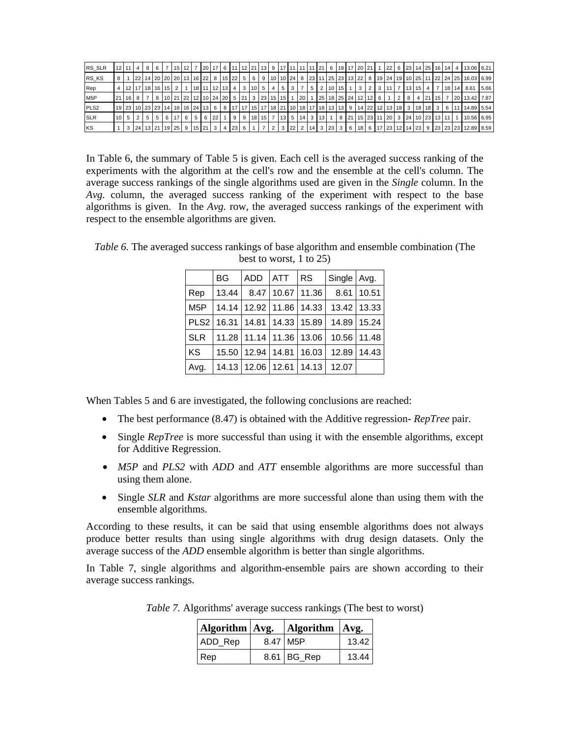| | | | | | | | | | | | | | | | | | | | | | | | | | | | | | | | | | | | | | | |
|---|---|---|---|---|---|---|---|---|---|---|---|---|---|---|---|---|---|---|---|---|---|---|---|---|---|---|---|---|---|---|---|---|---|---|---|---|---|---|
| RS_SLR | 12 | 11 | 4 | 8 | 6 | 7 | 15 | 12 | 7 | 20 | 17 | 6 | 11 | 12 | 21 | 13 | 9 | 17 | 11 | 11 | 11 | 21 | 6 | 19 | 17 | 20 | 21 | 1 | 22 | 6 | 23 | 14 | 25 | 16 | 14 | 4 | 13.06 | 6.21 |
| RS_KS | 8 | 1 | 22 | 14 | 20 | 20 | 20 | 13 | 16 | 22 | 8 | 15 | 22 | 5 | 6 | 9 | 10 | 10 | 24 | 8 | 23 | 11 | 25 | 23 | 13 | 22 | 8 | 19 | 24 | 19 | 10 | 25 | 11 | 22 | 24 | 25 | 16.03 | 6.99 |
| Rep | 4 | 12 | 17 | 18 | 16 | 15 | 2 | 1 | 18 | 11 | 12 | 13 | 4 | 3 | 10 | 5 | 4 | 5 | 3 | 7 | 5 | 2 | 10 | 15 | 1 | 3 | 2 | 3 | 11 | 7 | 13 | 15 | 4 | 7 | 18 | 14 | 8.61 | 5.66 |
| M5P | 21 | 16 | 8 | 7 | 8 | 10 | 21 | 22 | 12 | 10 | 24 | 20 | 5 | 21 | 3 | 23 | 15 | 15 | 1 | 20 | 1 | 25 | 18 | 25 | 24 | 12 | 12 | 6 | 1 | 2 | 8 | 4 | 21 | 15 | 7 | 20 | 13.42 | 7.87 |
| PLS2 | 19 | 23 | 10 | 23 | 23 | 14 | 16 | 16 | 24 | 13 | 6 | 8 | 17 | 17 | 15 | 17 | 18 | 21 | 10 | 18 | 17 | 18 | 13 | 13 | 9 | 14 | 22 | 12 | 13 | 18 | 3 | 18 | 18 | 3 | 6 | 11 | 14.89 | 5.54 |
| SLR | 10 | 5 | 2 | 5 | 5 | 6 | 17 | 6 | 5 | 6 | 22 | 1 | 9 | 9 | 18 | 15 | 7 | 13 | 5 | 14 | 3 | 13 | 1 | 8 | 21 | 15 | 23 | 11 | 20 | 3 | 24 | 10 | 23 | 13 | 11 | 1 | 10.56 | 6.95 |
| KS | 1 | 3 | 24 | 13 | 21 | 19 | 25 | 9 | 15 | 21 | 3 | 4 | 23 | 6 | 1 | 7 | 2 | 3 | 22 | 2 | 14 | 3 | 23 | 3 | 6 | 18 | 6 | 17 | 23 | 12 | 14 | 23 | 9 | 23 | 23 | 23 | 12.89 | 8.59 |

In Table 6, the summary of Table 5 is given. Each cell is the averaged success ranking of the experiments with the algorithm at the cell's row and the ensemble at the cell's column. The average success rankings of the single algorithms used are given in the *Single* column. In the *Avg.* column, the averaged success ranking of the experiment with respect to the base algorithms is given. In the *Avg.* row, the averaged success rankings of the experiment with respect to the ensemble algorithms are given.

*Table 6.* The averaged success rankings of base algorithm and ensemble combination (The best to worst, 1 to 25)

| | BG | ADD | ATT | RS | Single | Avg. |
|---|---|---|---|---|---|---|
| Rep | 13.44 | 8.47 | 10.67 | 11.36 | 8.61 | 10.51 |
| M5P | 14.14 | 12.92 | 11.86 | 14.33 | 13.42 | 13.33 |
| PLS2 | 16.31 | 14.81 | 14.33 | 15.89 | 14.89 | 15.24 |
| SLR | 11.28 | 11.14 | 11.36 | 13.06 | 10.56 | 11.48 |
| KS | 15.50 | 12.94 | 14.81 | 16.03 | 12.89 | 14.43 |
| Avg. | 14.13 | 12.06 | 12.61 | 14.13 | 12.07 | |

When Tables 5 and 6 are investigated, the following conclusions are reached:

- The best performance (8.47) is obtained with the Additive regression- *RepTree* pair.
- Single *RepTree* is more successful than using it with the ensemble algorithms, except for Additive Regression.
- *M5P* and *PLS2* with *ADD* and *ATT* ensemble algorithms are more successful than using them alone.
- Single *SLR* and *Kstar* algorithms are more successful alone than using them with the ensemble algorithms.

According to these results, it can be said that using ensemble algorithms does not always produce better results than using single algorithms with drug design datasets. Only the average success of the *ADD* ensemble algorithm is better than single algorithms.

In Table 7, single algorithms and algorithm-ensemble pairs are shown according to their average success rankings.

*Table 7.* Algorithms' average success rankings (The best to worst)

| **Algorithm** | **Avg.** | **Algorithm** | **Avg.** |
|---|---|---|---|
| ADD_Rep | 8.47 | M5P | 13.42 |
| Rep | 8.61 | BG_Rep | 13.44 |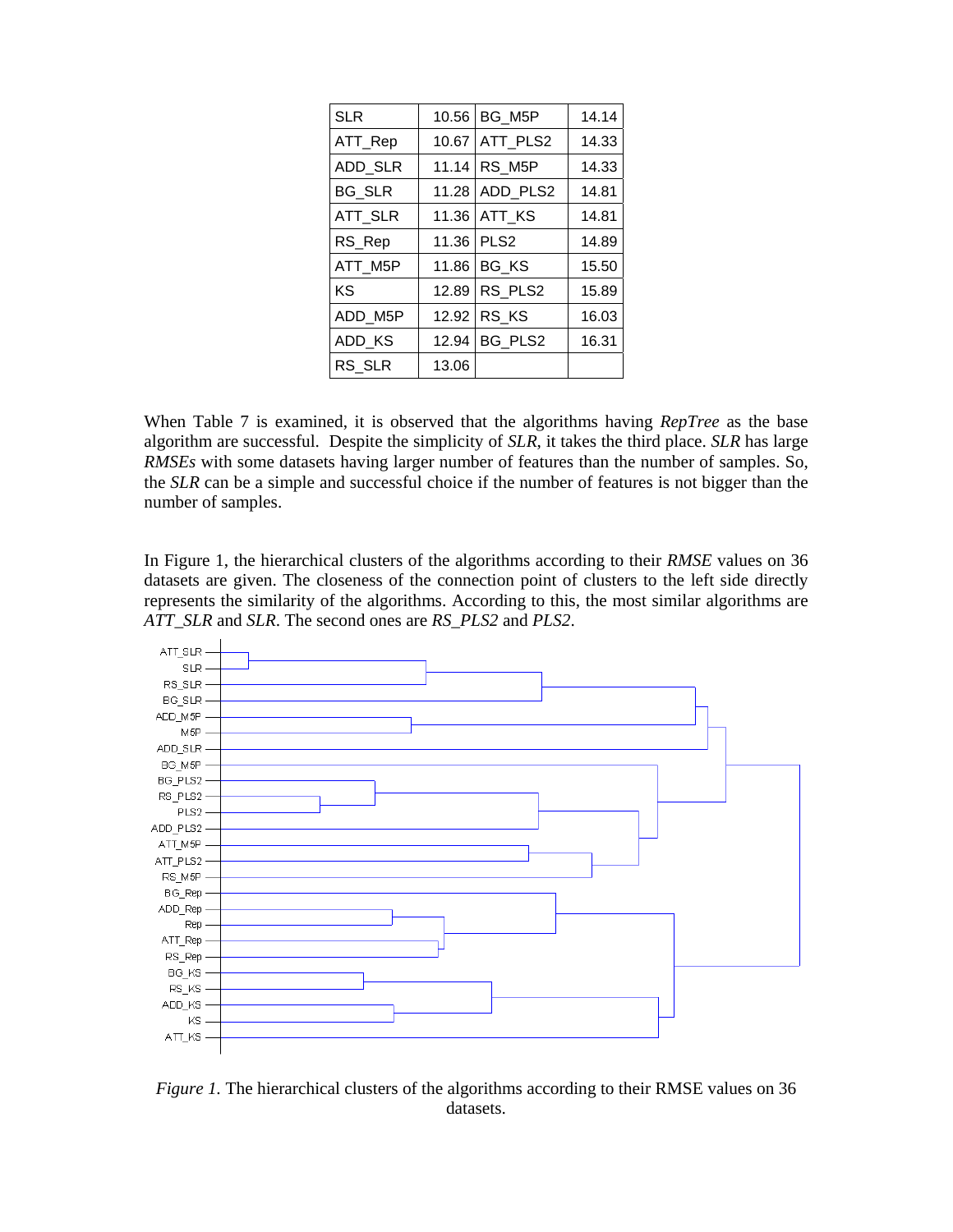| SLR | 10.56 | BG_M5P | 14.14 |
|---|---|---|---|
| ATT_Rep | 10.67 | ATT_PLS2 | 14.33 |
| ADD_SLR | 11.14 | RS_M5P | 14.33 |
| BG_SLR | 11.28 | ADD_PLS2 | 14.81 |
| ATT_SLR | 11.36 | ATT_KS | 14.81 |
| RS_Rep | 11.36 | PLS2 | 14.89 |
| ATT_M5P | 11.86 | BG_KS | 15.50 |
| KS | 12.89 | RS_PLS2 | 15.89 |
| ADD_M5P | 12.92 | RS_KS | 16.03 |
| ADD_KS | 12.94 | BG_PLS2 | 16.31 |
| RS_SLR | 13.06 | | |

When Table 7 is examined, it is observed that the algorithms having *RepTree* as the base algorithm are successful. Despite the simplicity of *SLR*, it takes the third place. *SLR* has large *RMSEs* with some datasets having larger number of features than the number of samples. So, the *SLR* can be a simple and successful choice if the number of features is not bigger than the number of samples.

In Figure 1, the hierarchical clusters of the algorithms according to their *RMSE* values on 36 datasets are given. The closeness of the connection point of clusters to the left side directly represents the similarity of the algorithms. According to this, the most similar algorithms are *ATT_SLR* and *SLR*. The second ones are *RS_PLS2* and *PLS2*.

*Figure 1.* The hierarchical clusters of the algorithms according to their RMSE values on 36 datasets.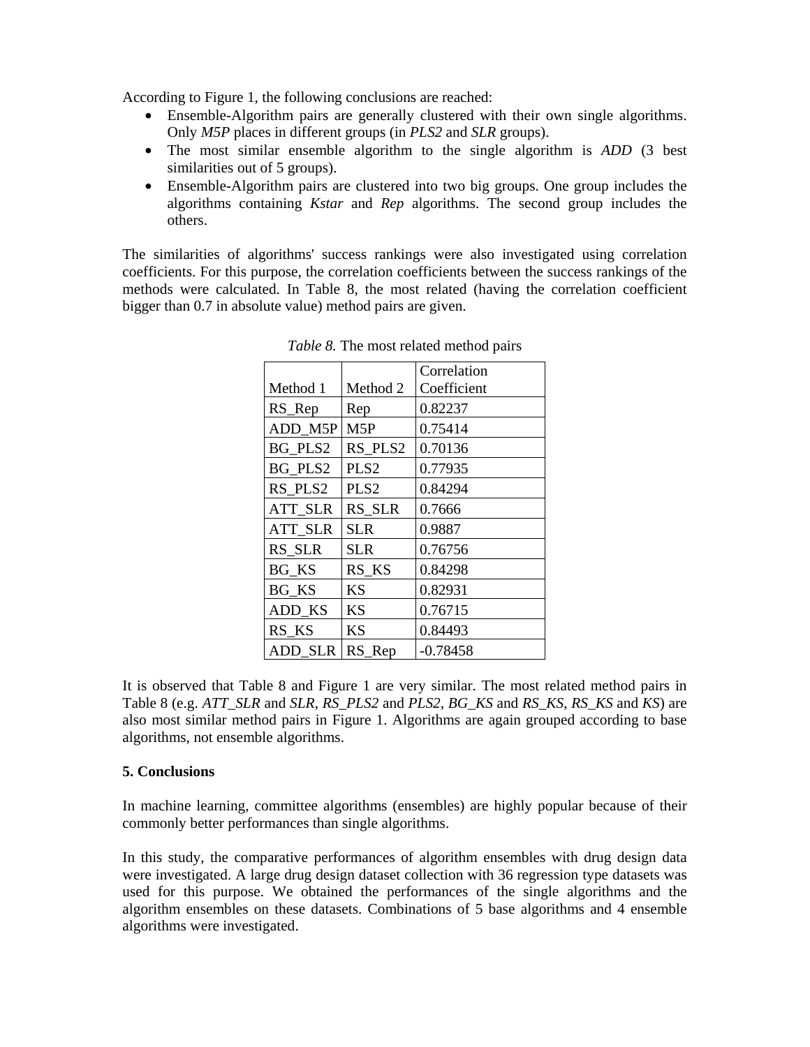According to Figure 1, the following conclusions are reached:

- Ensemble-Algorithm pairs are generally clustered with their own single algorithms. Only *M5P* places in different groups (in *PLS2* and *SLR* groups).
- The most similar ensemble algorithm to the single algorithm is *ADD* (3 best similarities out of 5 groups).
- Ensemble-Algorithm pairs are clustered into two big groups. One group includes the algorithms containing *Kstar* and *Rep* algorithms. The second group includes the others.

The similarities of algorithms' success rankings were also investigated using correlation coefficients. For this purpose, the correlation coefficients between the success rankings of the methods were calculated. In Table 8, the most related (having the correlation coefficient bigger than 0.7 in absolute value) method pairs are given.

*Table 8.* The most related method pairs

| Method 1 | Method 2 | Correlation Coefficient |
|---|---|---|
| RS_Rep | Rep | 0.82237 |
| ADD_M5P | M5P | 0.75414 |
| BG_PLS2 | RS_PLS2 | 0.70136 |
| BG_PLS2 | PLS2 | 0.77935 |
| RS_PLS2 | PLS2 | 0.84294 |
| ATT_SLR | RS_SLR | 0.7666 |
| ATT_SLR | SLR | 0.9887 |
| RS_SLR | SLR | 0.76756 |
| BG_KS | RS_KS | 0.84298 |
| BG_KS | KS | 0.82931 |
| ADD_KS | KS | 0.76715 |
| RS_KS | KS | 0.84493 |
| ADD_SLR | RS_Rep | -0.78458 |

It is observed that Table 8 and Figure 1 are very similar. The most related method pairs in Table 8 (e.g. *ATT_SLR* and *SLR*, *RS_PLS2* and *PLS2*, *BG_KS* and *RS_KS*, *RS_KS* and *KS*) are also most similar method pairs in Figure 1. Algorithms are again grouped according to base algorithms, not ensemble algorithms.

**5. Conclusions**

In machine learning, committee algorithms (ensembles) are highly popular because of their commonly better performances than single algorithms.

In this study, the comparative performances of algorithm ensembles with drug design data were investigated. A large drug design dataset collection with 36 regression type datasets was used for this purpose. We obtained the performances of the single algorithms and the algorithm ensembles on these datasets. Combinations of 5 base algorithms and 4 ensemble algorithms were investigated.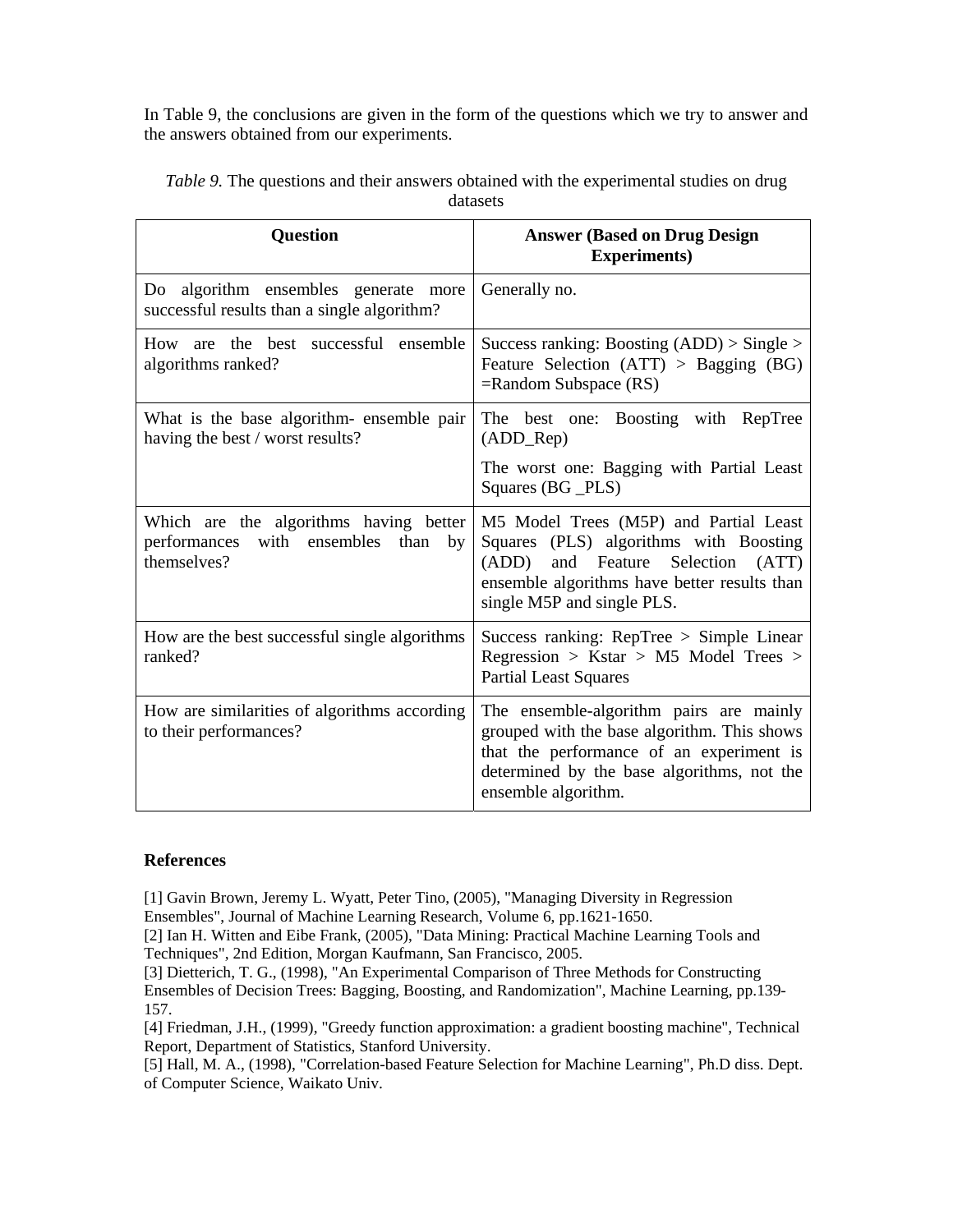In Table 9, the conclusions are given in the form of the questions which we try to answer and the answers obtained from our experiments.

*Table 9.* The questions and their answers obtained with the experimental studies on drug datasets

| Question | Answer (Based on Drug Design Experiments) |
| --- | --- |
| Do algorithm ensembles generate more successful results than a single algorithm? | Generally no. |
| How are the best successful ensemble algorithms ranked? | Success ranking: Boosting (ADD) > Single > Feature Selection (ATT) > Bagging (BG) =Random Subspace (RS) |
| What is the base algorithm- ensemble pair having the best / worst results? | The best one: Boosting with RepTree (ADD_Rep)<br>The worst one: Bagging with Partial Least Squares (BG _PLS) |
| Which are the algorithms having better performances with ensembles than by themselves? | M5 Model Trees (M5P) and Partial Least Squares (PLS) algorithms with Boosting (ADD) and Feature Selection (ATT) ensemble algorithms have better results than single M5P and single PLS. |
| How are the best successful single algorithms ranked? | Success ranking: RepTree > Simple Linear Regression > Kstar > M5 Model Trees > Partial Least Squares |
| How are similarities of algorithms according to their performances? | The ensemble-algorithm pairs are mainly grouped with the base algorithm. This shows that the performance of an experiment is determined by the base algorithms, not the ensemble algorithm. |

## References

[1] Gavin Brown, Jeremy L. Wyatt, Peter Tino, (2005), "Managing Diversity in Regression Ensembles", Journal of Machine Learning Research, Volume 6, pp.1621-1650.
[2] Ian H. Witten and Eibe Frank, (2005), "Data Mining: Practical Machine Learning Tools and Techniques", 2nd Edition, Morgan Kaufmann, San Francisco, 2005.
[3] Dietterich, T. G., (1998), "An Experimental Comparison of Three Methods for Constructing Ensembles of Decision Trees: Bagging, Boosting, and Randomization", Machine Learning, pp.139-157.
[4] Friedman, J.H., (1999), "Greedy function approximation: a gradient boosting machine", Technical Report, Department of Statistics, Stanford University.
[5] Hall, M. A., (1998), "Correlation-based Feature Selection for Machine Learning", Ph.D diss. Dept. of Computer Science, Waikato Univ.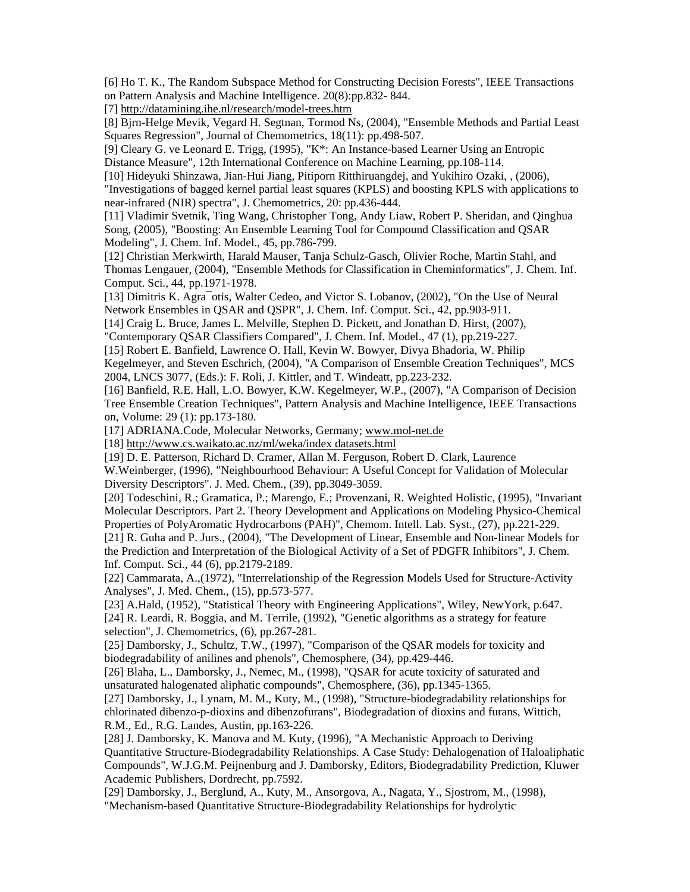[6] Ho T. K., The Random Subspace Method for Constructing Decision Forests", IEEE Transactions on Pattern Analysis and Machine Intelligence. 20(8):pp.832- 844.

[7] http://datamining.ihe.nl/research/model-trees.htm

[8] Bjrn-Helge Mevik, Vegard H. Segtnan, Tormod Ns, (2004), "Ensemble Methods and Partial Least Squares Regression", Journal of Chemometrics, 18(11): pp.498-507.

[9] Cleary G. ve Leonard E. Trigg, (1995), "K*: An Instance-based Learner Using an Entropic Distance Measure", 12th International Conference on Machine Learning, pp.108-114.

[10] Hideyuki Shinzawa, Jian-Hui Jiang, Pitiporn Ritthiruangdej, and Yukihiro Ozaki, , (2006), "Investigations of bagged kernel partial least squares (KPLS) and boosting KPLS with applications to near-infrared (NIR) spectra", J. Chemometrics, 20: pp.436-444.

[11] Vladimir Svetnik, Ting Wang, Christopher Tong, Andy Liaw, Robert P. Sheridan, and Qinghua Song, (2005), "Boosting: An Ensemble Learning Tool for Compound Classification and QSAR Modeling", J. Chem. Inf. Model., 45, pp.786-799.

[12] Christian Merkwirth, Harald Mauser, Tanja Schulz-Gasch, Olivier Roche, Martin Stahl, and Thomas Lengauer, (2004), "Ensemble Methods for Classification in Cheminformatics", J. Chem. Inf. Comput. Sci., 44, pp.1971-1978.

[13] Dimitris K. Agra¯otis, Walter Cedeo, and Victor S. Lobanov, (2002), "On the Use of Neural Network Ensembles in QSAR and QSPR", J. Chem. Inf. Comput. Sci., 42, pp.903-911.

[14] Craig L. Bruce, James L. Melville, Stephen D. Pickett, and Jonathan D. Hirst, (2007), "Contemporary QSAR Classifiers Compared", J. Chem. Inf. Model., 47 (1), pp.219-227.

[15] Robert E. Banfield, Lawrence O. Hall, Kevin W. Bowyer, Divya Bhadoria, W. Philip Kegelmeyer, and Steven Eschrich, (2004), "A Comparison of Ensemble Creation Techniques", MCS 2004, LNCS 3077, (Eds.): F. Roli, J. Kittler, and T. Windeatt, pp.223-232.

[16] Banfield, R.E. Hall, L.O. Bowyer, K.W. Kegelmeyer, W.P., (2007), "A Comparison of Decision Tree Ensemble Creation Techniques", Pattern Analysis and Machine Intelligence, IEEE Transactions on, Volume: 29 (1): pp.173-180.

[17] ADRIANA.Code, Molecular Networks, Germany; www.mol-net.de

[18] http://www.cs.waikato.ac.nz/ml/weka/index datasets.html

[19] D. E. Patterson, Richard D. Cramer, Allan M. Ferguson, Robert D. Clark, Laurence W.Weinberger, (1996), "Neighbourhood Behaviour: A Useful Concept for Validation of Molecular Diversity Descriptors". J. Med. Chem., (39), pp.3049-3059.

[20] Todeschini, R.; Gramatica, P.; Marengo, E.; Provenzani, R. Weighted Holistic, (1995), "Invariant Molecular Descriptors. Part 2. Theory Development and Applications on Modeling Physico-Chemical Properties of PolyAromatic Hydrocarbons (PAH)", Chemom. Intell. Lab. Syst., (27), pp.221-229.

[21] R. Guha and P. Jurs., (2004), "The Development of Linear, Ensemble and Non-linear Models for the Prediction and Interpretation of the Biological Activity of a Set of PDGFR Inhibitors", J. Chem. Inf. Comput. Sci., 44 (6), pp.2179-2189.

[22] Cammarata, A.,(1972), "Interrelationship of the Regression Models Used for Structure-Activity Analyses", J. Med. Chem., (15), pp.573-577.

[23] A.Hald, (1952), "Statistical Theory with Engineering Applications", Wiley, NewYork, p.647.

[24] R. Leardi, R. Boggia, and M. Terrile, (1992), "Genetic algorithms as a strategy for feature selection", J. Chemometrics, (6), pp.267-281.

[25] Damborsky, J., Schultz, T.W., (1997), "Comparison of the QSAR models for toxicity and biodegradability of anilines and phenols", Chemosphere, (34), pp.429-446.

[26] Blaha, L., Damborsky, J., Nemec, M., (1998), "QSAR for acute toxicity of saturated and unsaturated halogenated aliphatic compounds", Chemosphere, (36), pp.1345-1365.

[27] Damborsky, J., Lynam, M. M., Kuty, M., (1998), "Structure-biodegradability relationships for chlorinated dibenzo-p-dioxins and dibenzofurans", Biodegradation of dioxins and furans, Wittich, R.M., Ed., R.G. Landes, Austin, pp.163-226.

[28] J. Damborsky, K. Manova and M. Kuty, (1996), "A Mechanistic Approach to Deriving Quantitative Structure-Biodegradability Relationships. A Case Study: Dehalogenation of Haloaliphatic Compounds", W.J.G.M. Peijnenburg and J. Damborsky, Editors, Biodegradability Prediction, Kluwer Academic Publishers, Dordrecht, pp.7592.

[29] Damborsky, J., Berglund, A., Kuty, M., Ansorgova, A., Nagata, Y., Sjostrom, M., (1998), "Mechanism-based Quantitative Structure-Biodegradability Relationships for hydrolytic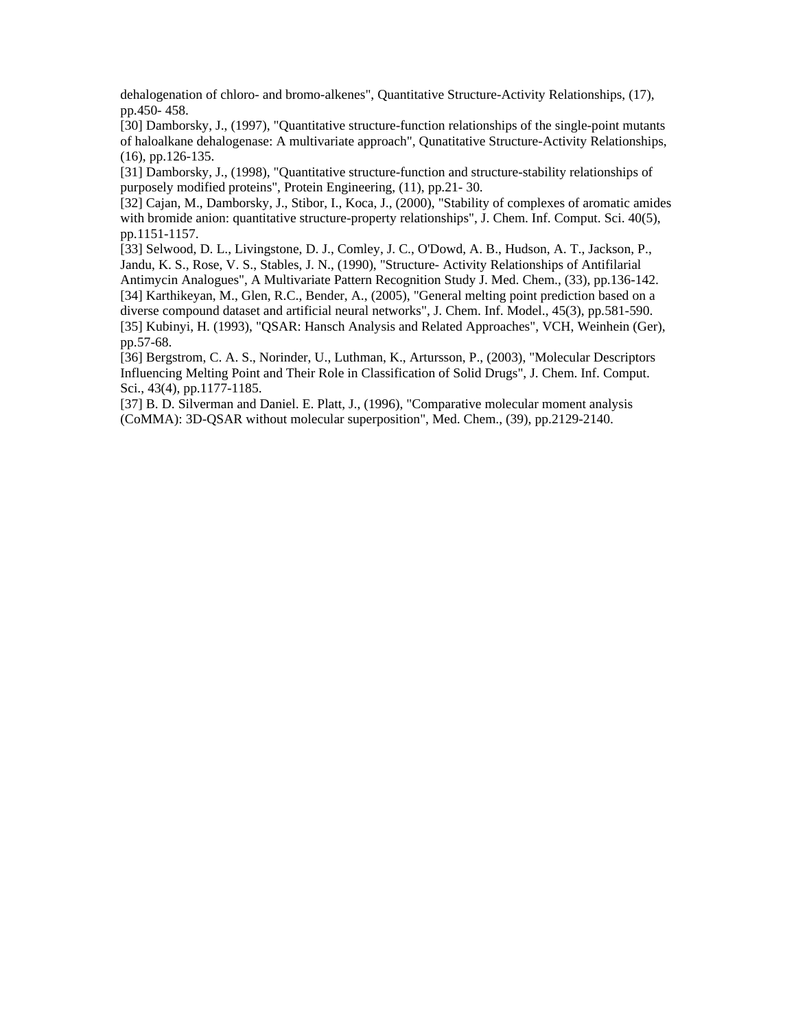dehalogenation of chloro- and bromo-alkenes", Quantitative Structure-Activity Relationships, (17), pp.450- 458.

[30] Damborsky, J., (1997), "Quantitative structure-function relationships of the single-point mutants of haloalkane dehalogenase: A multivariate approach", Qunatitative Structure-Activity Relationships, (16), pp.126-135.

[31] Damborsky, J., (1998), "Quantitative structure-function and structure-stability relationships of purposely modified proteins", Protein Engineering, (11), pp.21- 30.

[32] Cajan, M., Damborsky, J., Stibor, I., Koca, J., (2000), "Stability of complexes of aromatic amides with bromide anion: quantitative structure-property relationships", J. Chem. Inf. Comput. Sci. 40(5), pp.1151-1157.

[33] Selwood, D. L., Livingstone, D. J., Comley, J. C., O'Dowd, A. B., Hudson, A. T., Jackson, P., Jandu, K. S., Rose, V. S., Stables, J. N., (1990), "Structure- Activity Relationships of Antifilarial Antimycin Analogues", A Multivariate Pattern Recognition Study J. Med. Chem., (33), pp.136-142.

[34] Karthikeyan, M., Glen, R.C., Bender, A., (2005), "General melting point prediction based on a diverse compound dataset and artificial neural networks", J. Chem. Inf. Model., 45(3), pp.581-590.

[35] Kubinyi, H. (1993), "QSAR: Hansch Analysis and Related Approaches", VCH, Weinhein (Ger), pp.57-68.

[36] Bergstrom, C. A. S., Norinder, U., Luthman, K., Artursson, P., (2003), "Molecular Descriptors Influencing Melting Point and Their Role in Classification of Solid Drugs", J. Chem. Inf. Comput. Sci., 43(4), pp.1177-1185.

[37] B. D. Silverman and Daniel. E. Platt, J., (1996), "Comparative molecular moment analysis (CoMMA): 3D-QSAR without molecular superposition", Med. Chem., (39), pp.2129-2140.